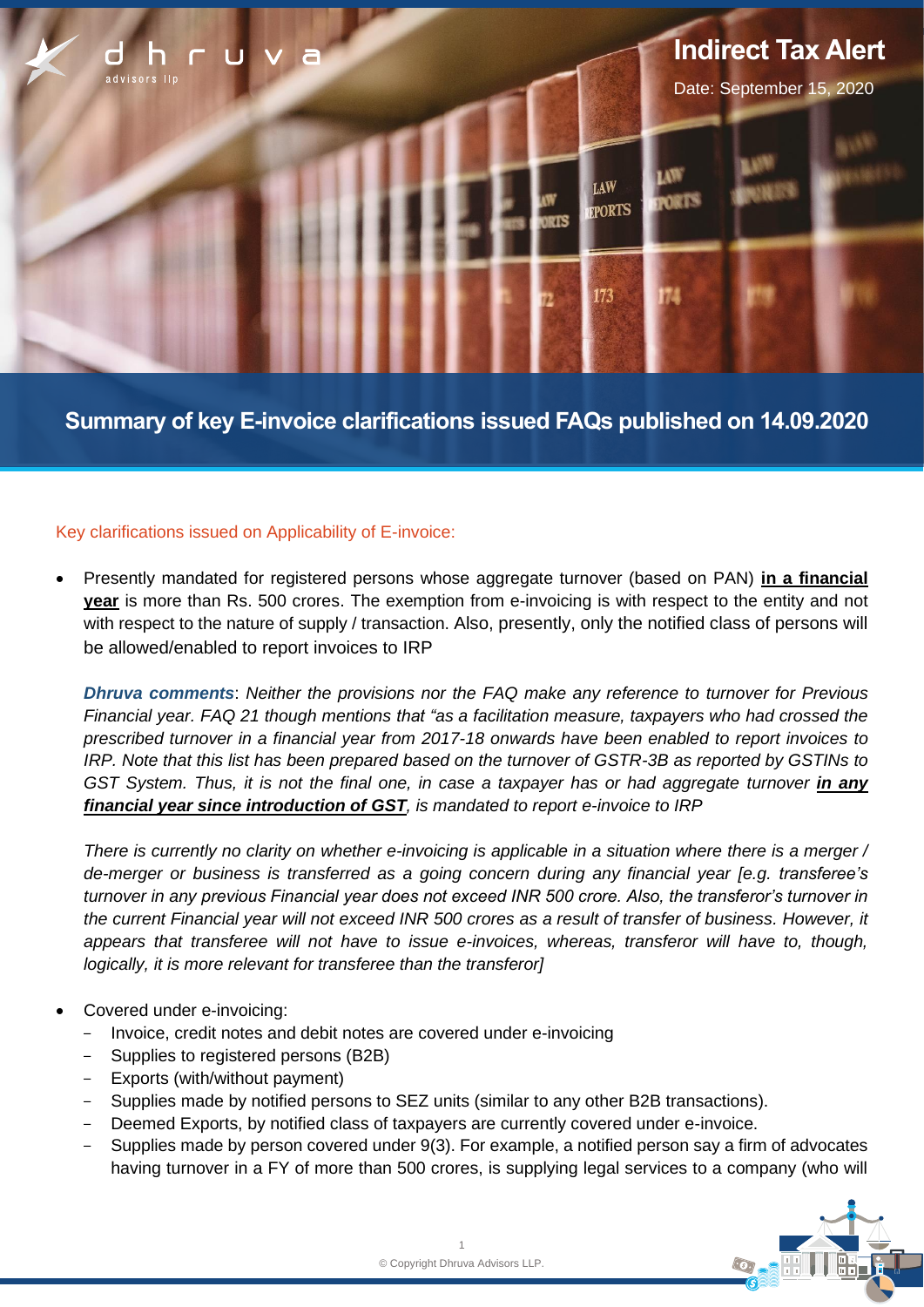# Indirect Tax Alert

Date: September 15, 2020

## Summary of key E-invoice clarifications issued FAQs published on 14.09.2020

### Key clarifications issued on Applicability of E-invoice:

- Presently mandated for registered persons whose aggregate turnover (based on PAN) **in a financial year** is more than Rs. 500 crores. The exemption from e-invoicing is with respect to the entity and not with respect to the nature of supply / transaction. Also, presently, only the notified class of persons will be allowed/enabled to report invoices to IRP

  ***Dhruva comments***: *Neither the provisions nor the FAQ make any reference to turnover for Previous Financial year. FAQ 21 though mentions that "as a facilitation measure, taxpayers who had crossed the prescribed turnover in a financial year from 2017-18 onwards have been enabled to report invoices to IRP. Note that this list has been prepared based on the turnover of GSTR-3B as reported by GSTINs to GST System. Thus, it is not the final one, in case a taxpayer has or had aggregate turnover **in any financial year since introduction of GST**, is mandated to report e-invoice to IRP*

  *There is currently no clarity on whether e-invoicing is applicable in a situation where there is a merger / de-merger or business is transferred as a going concern during any financial year [e.g. transferee's turnover in any previous Financial year does not exceed INR 500 crore. Also, the transferor's turnover in the current Financial year will not exceed INR 500 crores as a result of transfer of business. However, it appears that transferee will not have to issue e-invoices, whereas, transferor will have to, though, logically, it is more relevant for transferee than the transferor]*

- Covered under e-invoicing:
  - Invoice, credit notes and debit notes are covered under e-invoicing
  - Supplies to registered persons (B2B)
  - Exports (with/without payment)
  - Supplies made by notified persons to SEZ units (similar to any other B2B transactions).
  - Deemed Exports, by notified class of taxpayers are currently covered under e-invoice.
  - Supplies made by person covered under 9(3). For example, a notified person say a firm of advocates having turnover in a FY of more than 500 crores, is supplying legal services to a company (who will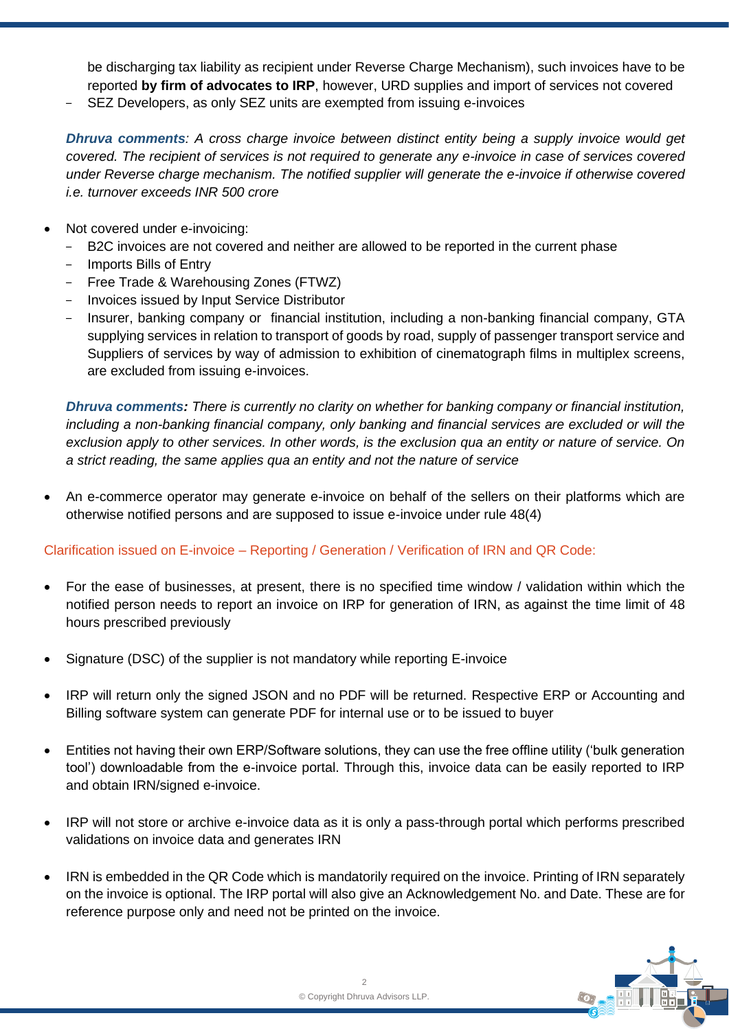be discharging tax liability as recipient under Reverse Charge Mechanism), such invoices have to be reported **by firm of advocates to IRP**, however, URD supplies and import of services not covered

- SEZ Developers, as only SEZ units are exempted from issuing e-invoices

***Dhruva comments**: A cross charge invoice between distinct entity being a supply invoice would get covered. The recipient of services is not required to generate any e-invoice in case of services covered under Reverse charge mechanism. The notified supplier will generate the e-invoice if otherwise covered i.e. turnover exceeds INR 500 crore*

- Not covered under e-invoicing:
  - B2C invoices are not covered and neither are allowed to be reported in the current phase
  - Imports Bills of Entry
  - Free Trade & Warehousing Zones (FTWZ)
  - Invoices issued by Input Service Distributor
  - Insurer, banking company or financial institution, including a non-banking financial company, GTA supplying services in relation to transport of goods by road, supply of passenger transport service and Suppliers of services by way of admission to exhibition of cinematograph films in multiplex screens, are excluded from issuing e-invoices.

***Dhruva comments**: There is currently no clarity on whether for banking company or financial institution, including a non-banking financial company, only banking and financial services are excluded or will the exclusion apply to other services. In other words, is the exclusion qua an entity or nature of service. On a strict reading, the same applies qua an entity and not the nature of service*

- An e-commerce operator may generate e-invoice on behalf of the sellers on their platforms which are otherwise notified persons and are supposed to issue e-invoice under rule 48(4)

### Clarification issued on E-invoice – Reporting / Generation / Verification of IRN and QR Code:

- For the ease of businesses, at present, there is no specified time window / validation within which the notified person needs to report an invoice on IRP for generation of IRN, as against the time limit of 48 hours prescribed previously

- Signature (DSC) of the supplier is not mandatory while reporting E-invoice

- IRP will return only the signed JSON and no PDF will be returned. Respective ERP or Accounting and Billing software system can generate PDF for internal use or to be issued to buyer

- Entities not having their own ERP/Software solutions, they can use the free offline utility ('bulk generation tool') downloadable from the e-invoice portal. Through this, invoice data can be easily reported to IRP and obtain IRN/signed e-invoice.

- IRP will not store or archive e-invoice data as it is only a pass-through portal which performs prescribed validations on invoice data and generates IRN

- IRN is embedded in the QR Code which is mandatorily required on the invoice. Printing of IRN separately on the invoice is optional. The IRP portal will also give an Acknowledgement No. and Date. These are for reference purpose only and need not be printed on the invoice.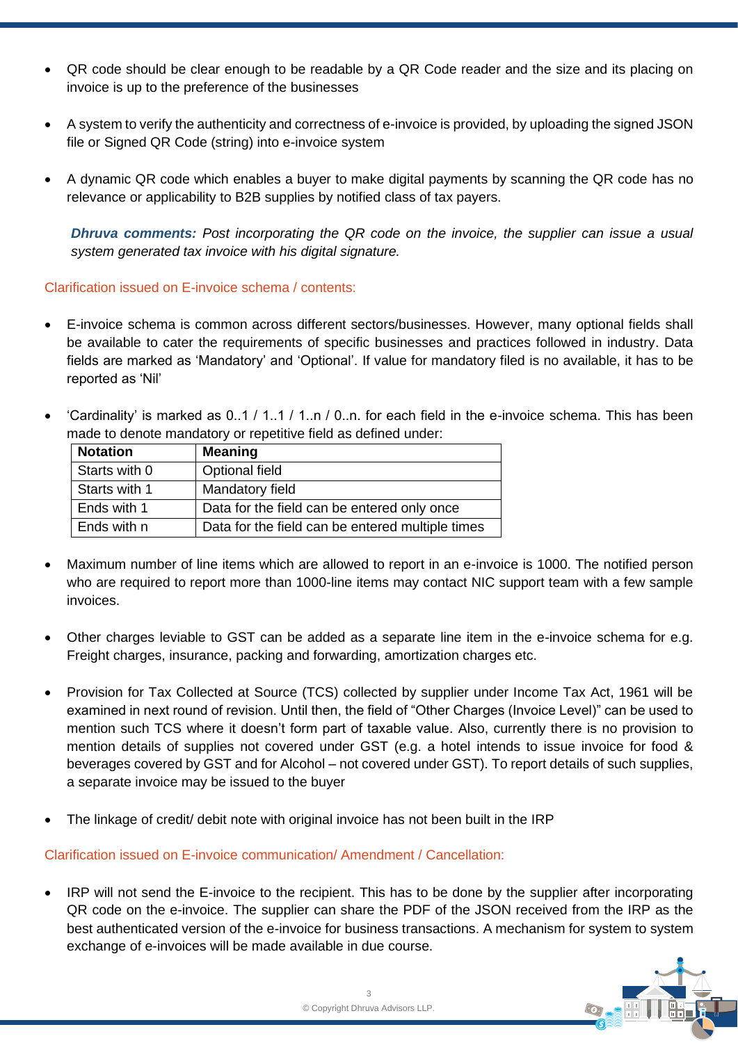- QR code should be clear enough to be readable by a QR Code reader and the size and its placing on invoice is up to the preference of the businesses

- A system to verify the authenticity and correctness of e-invoice is provided, by uploading the signed JSON file or Signed QR Code (string) into e-invoice system

- A dynamic QR code which enables a buyer to make digital payments by scanning the QR code has no relevance or applicability to B2B supplies by notified class of tax payers.

  ***Dhruva comments:*** *Post incorporating the QR code on the invoice, the supplier can issue a usual system generated tax invoice with his digital signature.*

### Clarification issued on E-invoice schema / contents:

- E-invoice schema is common across different sectors/businesses. However, many optional fields shall be available to cater the requirements of specific businesses and practices followed in industry. Data fields are marked as 'Mandatory' and 'Optional'. If value for mandatory filed is no available, it has to be reported as 'Nil'

- 'Cardinality' is marked as 0..1 / 1..1 / 1..n / 0..n. for each field in the e-invoice schema. This has been made to denote mandatory or repetitive field as defined under:

| Notation | Meaning |
|---|---|
| Starts with 0 | Optional field |
| Starts with 1 | Mandatory field |
| Ends with 1 | Data for the field can be entered only once |
| Ends with n | Data for the field can be entered multiple times |

- Maximum number of line items which are allowed to report in an e-invoice is 1000. The notified person who are required to report more than 1000-line items may contact NIC support team with a few sample invoices.

- Other charges leviable to GST can be added as a separate line item in the e-invoice schema for e.g. Freight charges, insurance, packing and forwarding, amortization charges etc.

- Provision for Tax Collected at Source (TCS) collected by supplier under Income Tax Act, 1961 will be examined in next round of revision. Until then, the field of "Other Charges (Invoice Level)" can be used to mention such TCS where it doesn't form part of taxable value. Also, currently there is no provision to mention details of supplies not covered under GST (e.g. a hotel intends to issue invoice for food & beverages covered by GST and for Alcohol – not covered under GST). To report details of such supplies, a separate invoice may be issued to the buyer

- The linkage of credit/ debit note with original invoice has not been built in the IRP

### Clarification issued on E-invoice communication/ Amendment / Cancellation:

- IRP will not send the E-invoice to the recipient. This has to be done by the supplier after incorporating QR code on the e-invoice. The supplier can share the PDF of the JSON received from the IRP as the best authenticated version of the e-invoice for business transactions. A mechanism for system to system exchange of e-invoices will be made available in due course.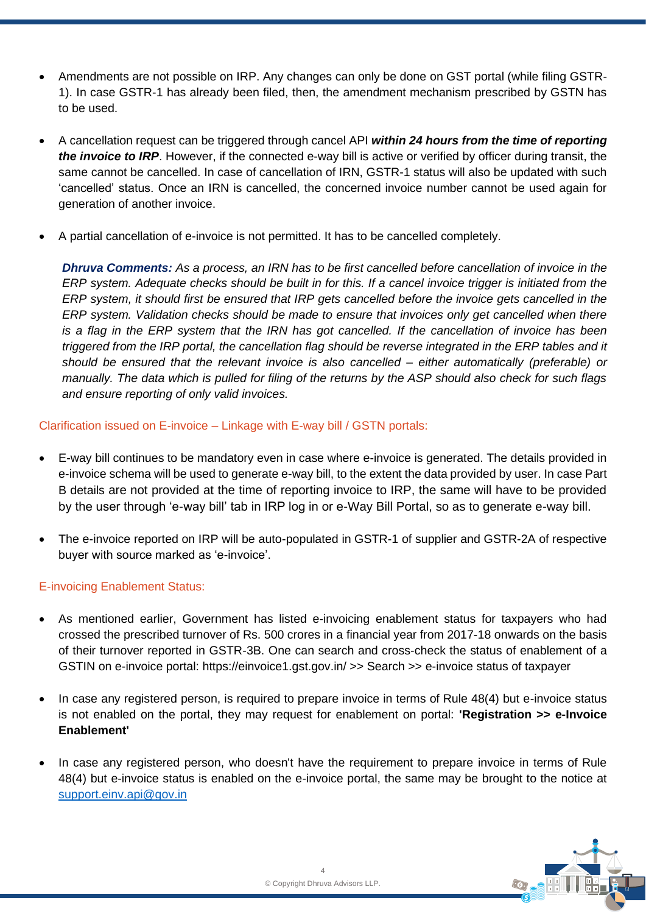- Amendments are not possible on IRP. Any changes can only be done on GST portal (while filing GSTR-1). In case GSTR-1 has already been filed, then, the amendment mechanism prescribed by GSTN has to be used.

- A cancellation request can be triggered through cancel API ***within 24 hours from the time of reporting the invoice to IRP***. However, if the connected e-way bill is active or verified by officer during transit, the same cannot be cancelled. In case of cancellation of IRN, GSTR-1 status will also be updated with such 'cancelled' status. Once an IRN is cancelled, the concerned invoice number cannot be used again for generation of another invoice.

- A partial cancellation of e-invoice is not permitted. It has to be cancelled completely.

  ***Dhruva Comments:*** *As a process, an IRN has to be first cancelled before cancellation of invoice in the ERP system. Adequate checks should be built in for this. If a cancel invoice trigger is initiated from the ERP system, it should first be ensured that IRP gets cancelled before the invoice gets cancelled in the ERP system. Validation checks should be made to ensure that invoices only get cancelled when there is a flag in the ERP system that the IRN has got cancelled. If the cancellation of invoice has been triggered from the IRP portal, the cancellation flag should be reverse integrated in the ERP tables and it should be ensured that the relevant invoice is also cancelled – either automatically (preferable) or manually. The data which is pulled for filing of the returns by the ASP should also check for such flags and ensure reporting of only valid invoices.*

## Clarification issued on E-invoice – Linkage with E-way bill / GSTN portals:

- E-way bill continues to be mandatory even in case where e-invoice is generated. The details provided in e-invoice schema will be used to generate e-way bill, to the extent the data provided by user. In case Part B details are not provided at the time of reporting invoice to IRP, the same will have to be provided by the user through 'e-way bill' tab in IRP log in or e-Way Bill Portal, so as to generate e-way bill.

- The e-invoice reported on IRP will be auto-populated in GSTR-1 of supplier and GSTR-2A of respective buyer with source marked as 'e-invoice'.

## E-invoicing Enablement Status:

- As mentioned earlier, Government has listed e-invoicing enablement status for taxpayers who had crossed the prescribed turnover of Rs. 500 crores in a financial year from 2017-18 onwards on the basis of their turnover reported in GSTR-3B. One can search and cross-check the status of enablement of a GSTIN on e-invoice portal: https://einvoice1.gst.gov.in/ >> Search >> e-invoice status of taxpayer

- In case any registered person, is required to prepare invoice in terms of Rule 48(4) but e-invoice status is not enabled on the portal, they may request for enablement on portal: **'Registration >> e-Invoice Enablement'**

- In case any registered person, who doesn't have the requirement to prepare invoice in terms of Rule 48(4) but e-invoice status is enabled on the e-invoice portal, the same may be brought to the notice at support.einv.api@gov.in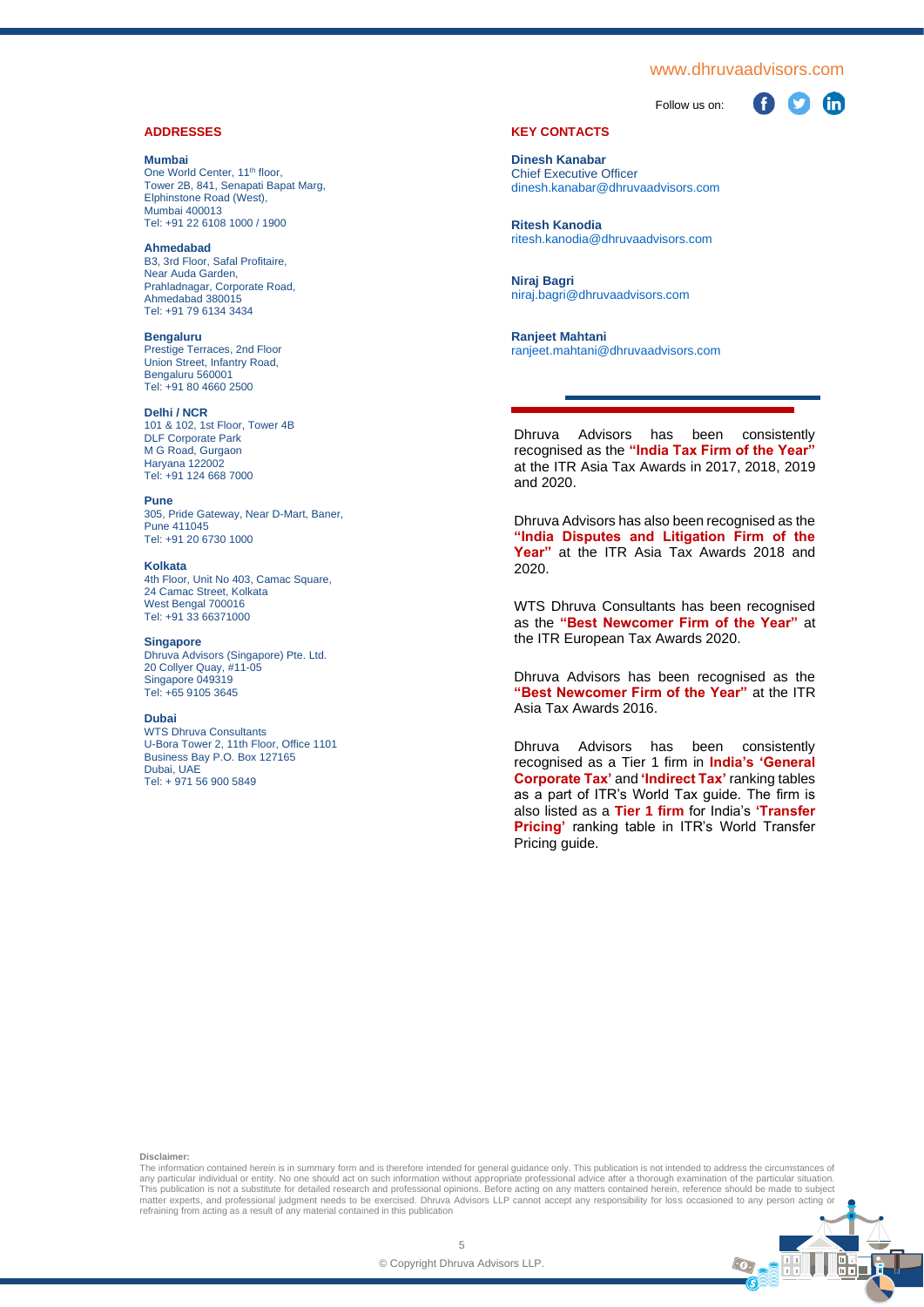www.dhruvaadvisors.com

Follow us on:

## ADDRESSES

**Mumbai**
One World Center, 11th floor,
Tower 2B, 841, Senapati Bapat Marg,
Elphinstone Road (West),
Mumbai 400013
Tel: +91 22 6108 1000 / 1900

**Ahmedabad**
B3, 3rd Floor, Safal Profitaire,
Near Auda Garden,
Prahladnagar, Corporate Road,
Ahmedabad 380015
Tel: +91 79 6134 3434

**Bengaluru**
Prestige Terraces, 2nd Floor
Union Street, Infantry Road,
Bengaluru 560001
Tel: +91 80 4660 2500

**Delhi / NCR**
101 & 102, 1st Floor, Tower 4B
DLF Corporate Park
M G Road, Gurgaon
Haryana 122002
Tel: +91 124 668 7000

**Pune**
305, Pride Gateway, Near D-Mart, Baner,
Pune 411045
Tel: +91 20 6730 1000

**Kolkata**
4th Floor, Unit No 403, Camac Square,
24 Camac Street, Kolkata
West Bengal 700016
Tel: +91 33 66371000

**Singapore**
Dhruva Advisors (Singapore) Pte. Ltd.
20 Collyer Quay, #11-05
Singapore 049319
Tel: +65 9105 3645

**Dubai**
WTS Dhruva Consultants
U-Bora Tower 2, 11th Floor, Office 1101
Business Bay P.O. Box 127165
Dubai, UAE
Tel: + 971 56 900 5849

## KEY CONTACTS

**Dinesh Kanabar**
Chief Executive Officer
dinesh.kanabar@dhruvaadvisors.com

**Ritesh Kanodia**
ritesh.kanodia@dhruvaadvisors.com

**Niraj Bagri**
niraj.bagri@dhruvaadvisors.com

**Ranjeet Mahtani**
ranjeet.mahtani@dhruvaadvisors.com

Dhruva Advisors has been consistently recognised as the **"India Tax Firm of the Year"** at the ITR Asia Tax Awards in 2017, 2018, 2019 and 2020.

Dhruva Advisors has also been recognised as the **"India Disputes and Litigation Firm of the Year"** at the ITR Asia Tax Awards 2018 and 2020.

WTS Dhruva Consultants has been recognised as the **"Best Newcomer Firm of the Year"** at the ITR European Tax Awards 2020.

Dhruva Advisors has been recognised as the **"Best Newcomer Firm of the Year"** at the ITR Asia Tax Awards 2016.

Dhruva Advisors has been consistently recognised as a Tier 1 firm in **India's 'General Corporate Tax'** and **'Indirect Tax'** ranking tables as a part of ITR's World Tax guide. The firm is also listed as a **Tier 1 firm** for India's **'Transfer Pricing'** ranking table in ITR's World Transfer Pricing guide.

**Disclaimer:**
The information contained herein is in summary form and is therefore intended for general guidance only. This publication is not intended to address the circumstances of any particular individual or entity. No one should act on such information without appropriate professional advice after a thorough examination of the particular situation. This publication is not a substitute for detailed research and professional opinions. Before acting on any matters contained herein, reference should be made to subject matter experts, and professional judgment needs to be exercised. Dhruva Advisors LLP cannot accept any responsibility for loss occasioned to any person acting or refraining from acting as a result of any material contained in this publication

© Copyright Dhruva Advisors LLP.